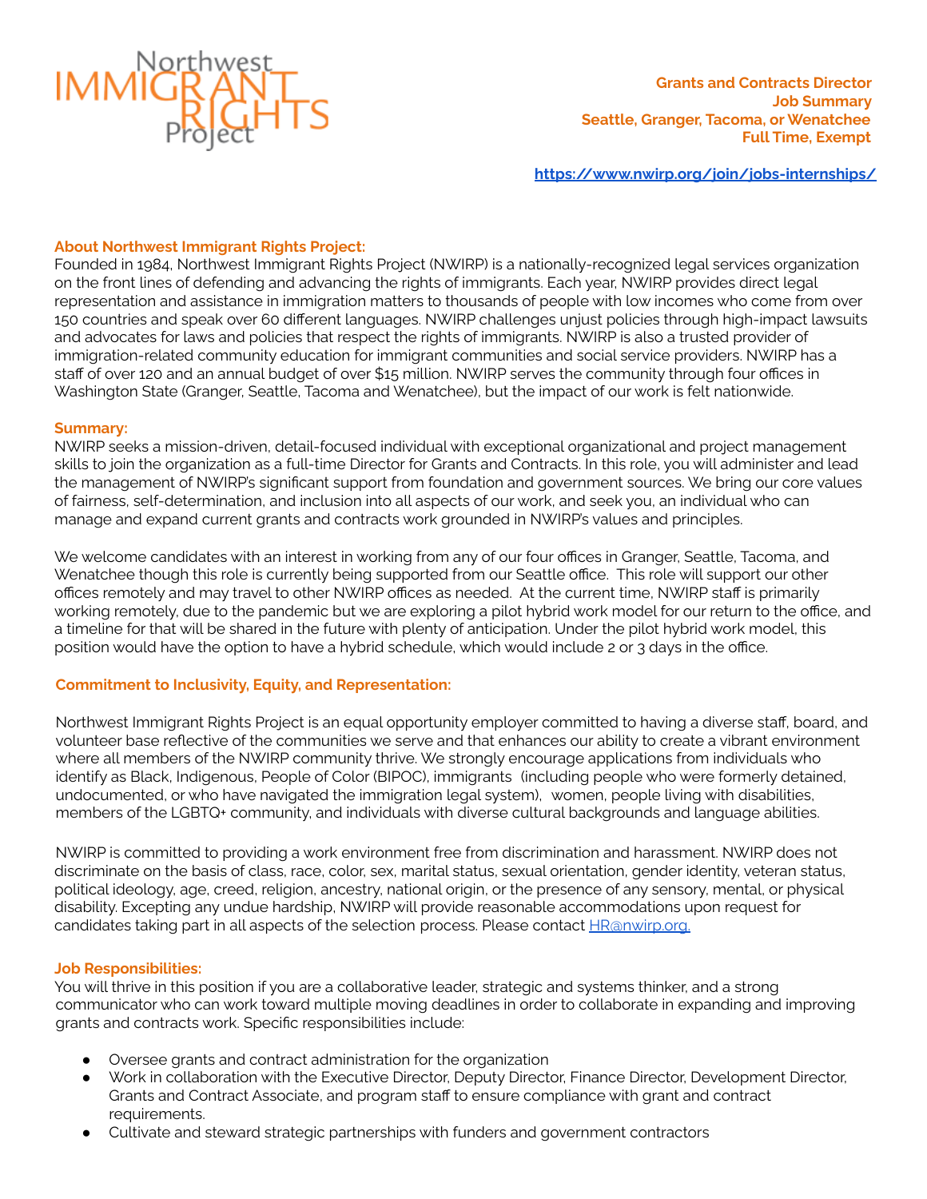Northwest IMMIGRANT RIGHTS Project

**Grants and Contracts Director**
**Job Summary**
**Seattle, Granger, Tacoma, or Wenatchee**
**Full Time, Exempt**

**https://www.nwirp.org/join/jobs-internships/**

## About Northwest Immigrant Rights Project:

Founded in 1984, Northwest Immigrant Rights Project (NWIRP) is a nationally-recognized legal services organization on the front lines of defending and advancing the rights of immigrants. Each year, NWIRP provides direct legal representation and assistance in immigration matters to thousands of people with low incomes who come from over 150 countries and speak over 60 different languages. NWIRP challenges unjust policies through high-impact lawsuits and advocates for laws and policies that respect the rights of immigrants. NWIRP is also a trusted provider of immigration-related community education for immigrant communities and social service providers. NWIRP has a staff of over 120 and an annual budget of over $15 million. NWIRP serves the community through four offices in Washington State (Granger, Seattle, Tacoma and Wenatchee), but the impact of our work is felt nationwide.

## Summary:

NWIRP seeks a mission-driven, detail-focused individual with exceptional organizational and project management skills to join the organization as a full-time Director for Grants and Contracts. In this role, you will administer and lead the management of NWIRP's significant support from foundation and government sources. We bring our core values of fairness, self-determination, and inclusion into all aspects of our work, and seek you, an individual who can manage and expand current grants and contracts work grounded in NWIRP's values and principles.

We welcome candidates with an interest in working from any of our four offices in Granger, Seattle, Tacoma, and Wenatchee though this role is currently being supported from our Seattle office. This role will support our other offices remotely and may travel to other NWIRP offices as needed. At the current time, NWIRP staff is primarily working remotely, due to the pandemic but we are exploring a pilot hybrid work model for our return to the office, and a timeline for that will be shared in the future with plenty of anticipation. Under the pilot hybrid work model, this position would have the option to have a hybrid schedule, which would include 2 or 3 days in the office.

## Commitment to Inclusivity, Equity, and Representation:

Northwest Immigrant Rights Project is an equal opportunity employer committed to having a diverse staff, board, and volunteer base reflective of the communities we serve and that enhances our ability to create a vibrant environment where all members of the NWIRP community thrive. We strongly encourage applications from individuals who identify as Black, Indigenous, People of Color (BIPOC), immigrants (including people who were formerly detained, undocumented, or who have navigated the immigration legal system), women, people living with disabilities, members of the LGBTQ+ community, and individuals with diverse cultural backgrounds and language abilities.

NWIRP is committed to providing a work environment free from discrimination and harassment. NWIRP does not discriminate on the basis of class, race, color, sex, marital status, sexual orientation, gender identity, veteran status, political ideology, age, creed, religion, ancestry, national origin, or the presence of any sensory, mental, or physical disability. Excepting any undue hardship, NWIRP will provide reasonable accommodations upon request for candidates taking part in all aspects of the selection process. Please contact HR@nwirp.org.

## Job Responsibilities:

You will thrive in this position if you are a collaborative leader, strategic and systems thinker, and a strong communicator who can work toward multiple moving deadlines in order to collaborate in expanding and improving grants and contracts work. Specific responsibilities include:

- Oversee grants and contract administration for the organization
- Work in collaboration with the Executive Director, Deputy Director, Finance Director, Development Director, Grants and Contract Associate, and program staff to ensure compliance with grant and contract requirements.
- Cultivate and steward strategic partnerships with funders and government contractors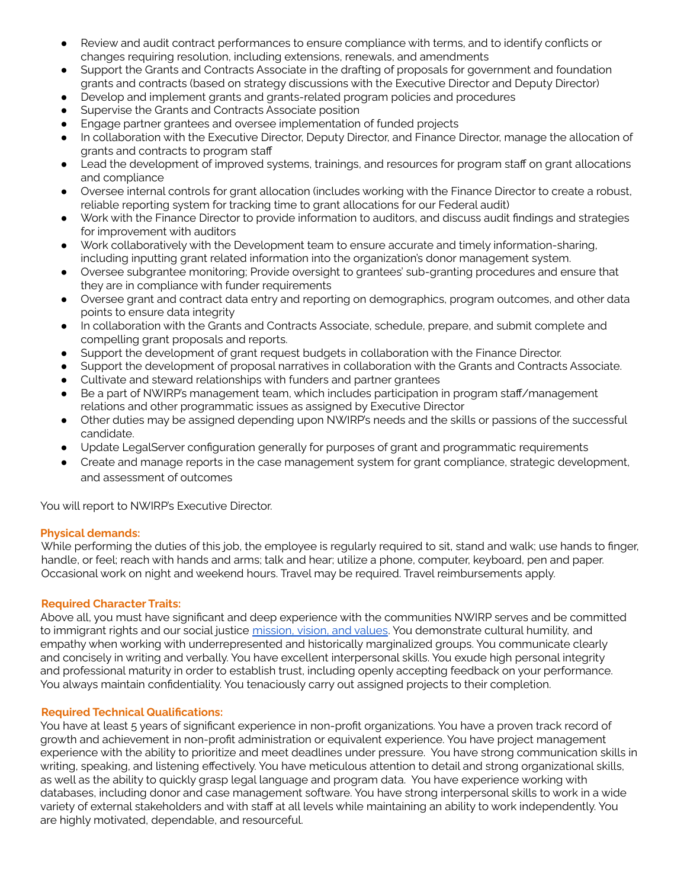- Review and audit contract performances to ensure compliance with terms, and to identify conflicts or changes requiring resolution, including extensions, renewals, and amendments
- Support the Grants and Contracts Associate in the drafting of proposals for government and foundation grants and contracts (based on strategy discussions with the Executive Director and Deputy Director)
- Develop and implement grants and grants-related program policies and procedures
- Supervise the Grants and Contracts Associate position
- Engage partner grantees and oversee implementation of funded projects
- In collaboration with the Executive Director, Deputy Director, and Finance Director, manage the allocation of grants and contracts to program staff
- Lead the development of improved systems, trainings, and resources for program staff on grant allocations and compliance
- Oversee internal controls for grant allocation (includes working with the Finance Director to create a robust, reliable reporting system for tracking time to grant allocations for our Federal audit)
- Work with the Finance Director to provide information to auditors, and discuss audit findings and strategies for improvement with auditors
- Work collaboratively with the Development team to ensure accurate and timely information-sharing, including inputting grant related information into the organization's donor management system.
- Oversee subgrantee monitoring; Provide oversight to grantees' sub-granting procedures and ensure that they are in compliance with funder requirements
- Oversee grant and contract data entry and reporting on demographics, program outcomes, and other data points to ensure data integrity
- In collaboration with the Grants and Contracts Associate, schedule, prepare, and submit complete and compelling grant proposals and reports.
- Support the development of grant request budgets in collaboration with the Finance Director.
- Support the development of proposal narratives in collaboration with the Grants and Contracts Associate.
- Cultivate and steward relationships with funders and partner grantees
- Be a part of NWIRP's management team, which includes participation in program staff/management relations and other programmatic issues as assigned by Executive Director
- Other duties may be assigned depending upon NWIRP's needs and the skills or passions of the successful candidate.
- Update LegalServer configuration generally for purposes of grant and programmatic requirements
- Create and manage reports in the case management system for grant compliance, strategic development, and assessment of outcomes

You will report to NWIRP's Executive Director.

**Physical demands:**

While performing the duties of this job, the employee is regularly required to sit, stand and walk; use hands to finger, handle, or feel; reach with hands and arms; talk and hear; utilize a phone, computer, keyboard, pen and paper. Occasional work on night and weekend hours. Travel may be required. Travel reimbursements apply.

**Required Character Traits:**

Above all, you must have significant and deep experience with the communities NWIRP serves and be committed to immigrant rights and our social justice [mission, vision, and values](). You demonstrate cultural humility, and empathy when working with underrepresented and historically marginalized groups. You communicate clearly and concisely in writing and verbally. You have excellent interpersonal skills. You exude high personal integrity and professional maturity in order to establish trust, including openly accepting feedback on your performance. You always maintain confidentiality. You tenaciously carry out assigned projects to their completion.

**Required Technical Qualifications:**

You have at least 5 years of significant experience in non-profit organizations. You have a proven track record of growth and achievement in non-profit administration or equivalent experience. You have project management experience with the ability to prioritize and meet deadlines under pressure. You have strong communication skills in writing, speaking, and listening effectively. You have meticulous attention to detail and strong organizational skills, as well as the ability to quickly grasp legal language and program data. You have experience working with databases, including donor and case management software. You have strong interpersonal skills to work in a wide variety of external stakeholders and with staff at all levels while maintaining an ability to work independently. You are highly motivated, dependable, and resourceful.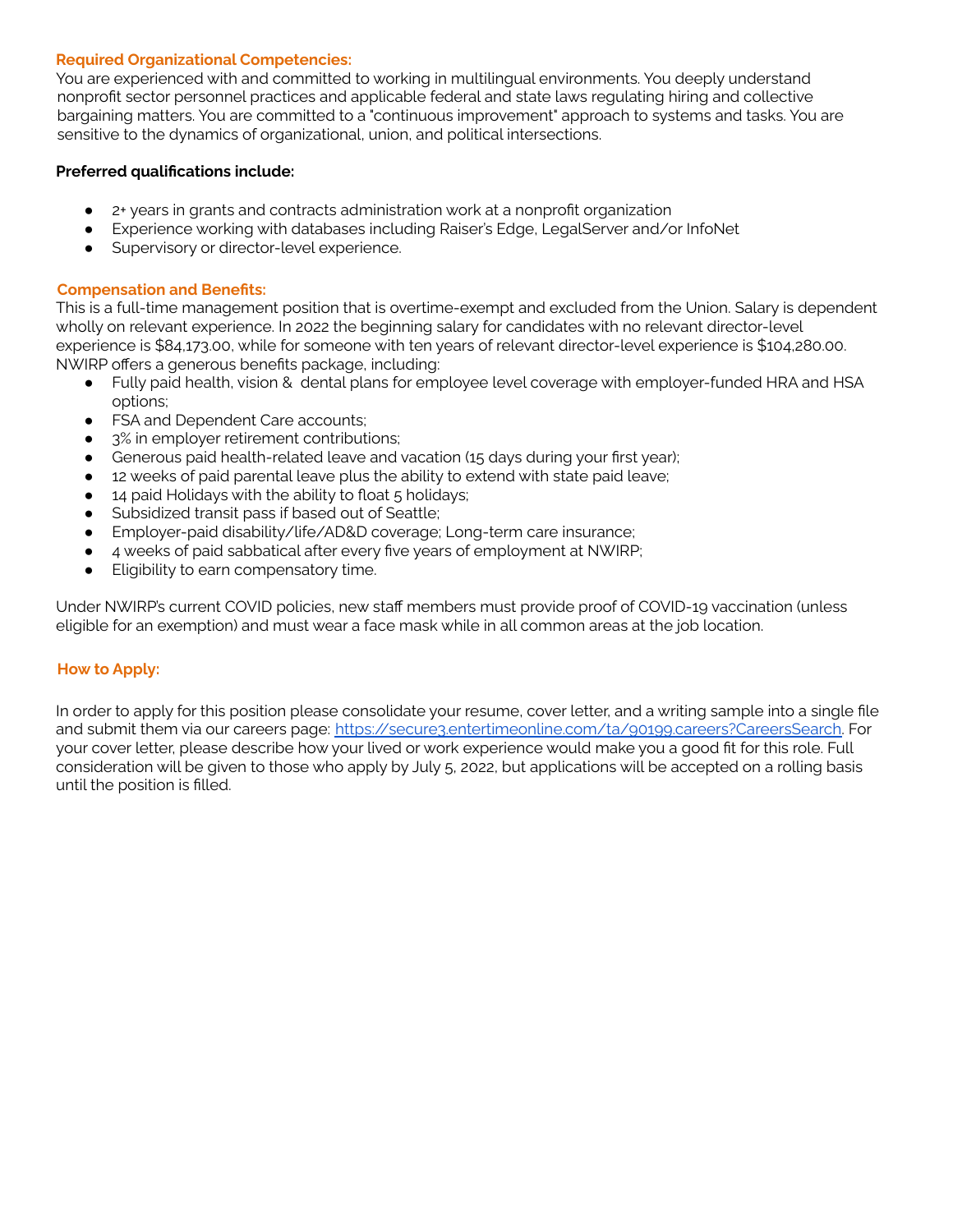## Required Organizational Competencies:

You are experienced with and committed to working in multilingual environments. You deeply understand nonprofit sector personnel practices and applicable federal and state laws regulating hiring and collective bargaining matters. You are committed to a "continuous improvement" approach to systems and tasks. You are sensitive to the dynamics of organizational, union, and political intersections.

**Preferred qualifications include:**

- 2+ years in grants and contracts administration work at a nonprofit organization
- Experience working with databases including Raiser's Edge, LegalServer and/or InfoNet
- Supervisory or director-level experience.

## Compensation and Benefits:

This is a full-time management position that is overtime-exempt and excluded from the Union. Salary is dependent wholly on relevant experience. In 2022 the beginning salary for candidates with no relevant director-level experience is $84,173.00, while for someone with ten years of relevant director-level experience is $104,280.00. NWIRP offers a generous benefits package, including:

- Fully paid health, vision & dental plans for employee level coverage with employer-funded HRA and HSA options;
- FSA and Dependent Care accounts;
- 3% in employer retirement contributions;
- Generous paid health-related leave and vacation (15 days during your first year);
- 12 weeks of paid parental leave plus the ability to extend with state paid leave;
- 14 paid Holidays with the ability to float 5 holidays;
- Subsidized transit pass if based out of Seattle;
- Employer-paid disability/life/AD&D coverage; Long-term care insurance;
- 4 weeks of paid sabbatical after every five years of employment at NWIRP;
- Eligibility to earn compensatory time.

Under NWIRP's current COVID policies, new staff members must provide proof of COVID-19 vaccination (unless eligible for an exemption) and must wear a face mask while in all common areas at the job location.

## How to Apply:

In order to apply for this position please consolidate your resume, cover letter, and a writing sample into a single file and submit them via our careers page: https://secure3.entertimeonline.com/ta/90199.careers?CareersSearch. For your cover letter, please describe how your lived or work experience would make you a good fit for this role. Full consideration will be given to those who apply by July 5, 2022, but applications will be accepted on a rolling basis until the position is filled.